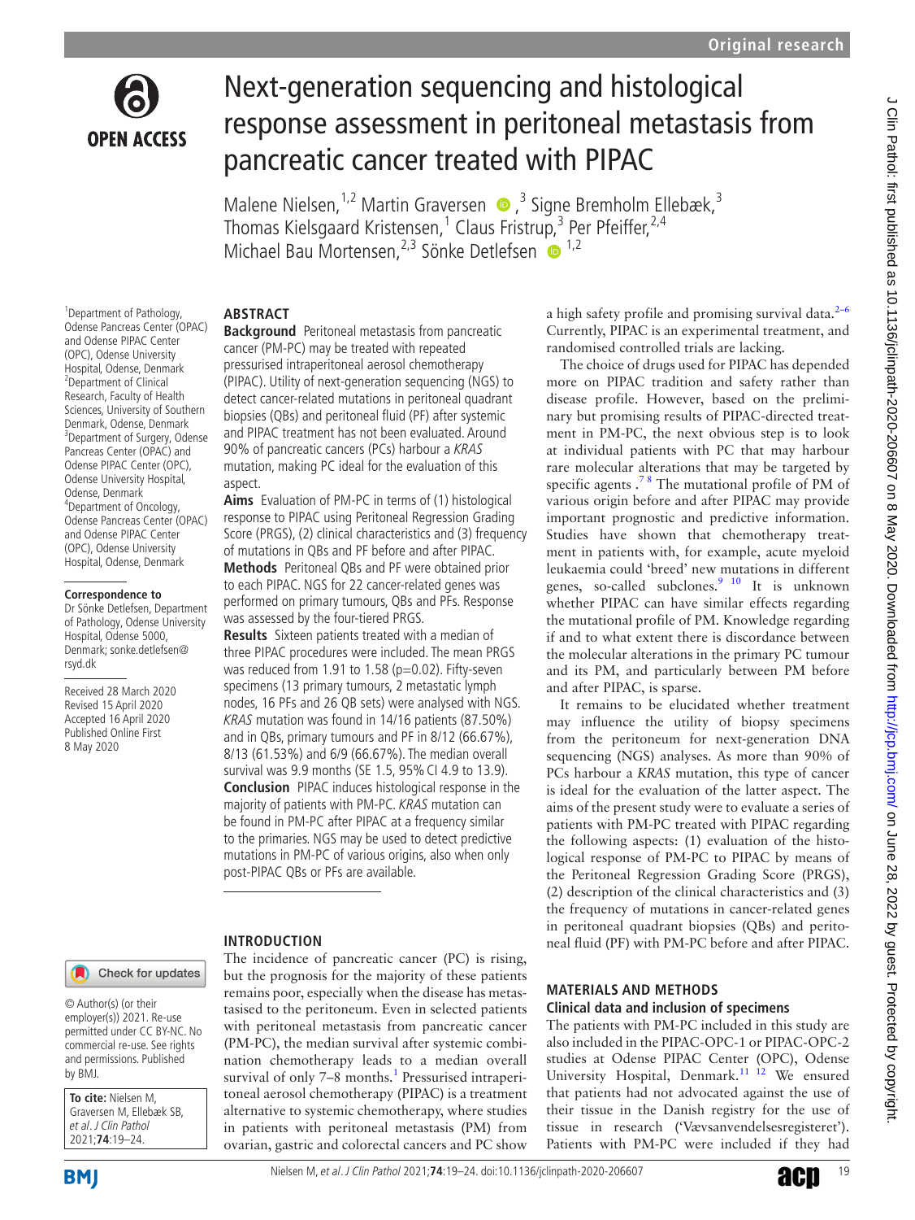Original research

# Next-generation sequencing and histological response assessment in peritoneal metastasis from pancreatic cancer treated with PIPAC

Malene Nielsen,[1,2] Martin Graversen,[3] Signe Bremholm Ellebæk,[3] Thomas Kielsgaard Kristensen,[1] Claus Fristrup,[3] Per Pfeiffer,[2,4] Michael Bau Mortensen,[2,3] Sönke Detlefsen[1,2]

[1]Department of Pathology, Odense Pancreas Center (OPAC) and Odense PIPAC Center (OPC), Odense University Hospital, Odense, Denmark
[2]Department of Clinical Research, Faculty of Health Sciences, University of Southern Denmark, Odense, Denmark
[3]Department of Surgery, Odense Pancreas Center (OPAC) and Odense PIPAC Center (OPC), Odense University Hospital, Odense, Denmark
[4]Department of Oncology, Odense Pancreas Center (OPAC) and Odense PIPAC Center (OPC), Odense University Hospital, Odense, Denmark

**Correspondence to**
Dr Sönke Detlefsen, Department of Pathology, Odense University Hospital, Odense 5000, Denmark; sonke.detlefsen@rsyd.dk

Received 28 March 2020
Revised 15 April 2020
Accepted 16 April 2020
Published Online First 8 May 2020

## ABSTRACT

**Background** Peritoneal metastasis from pancreatic cancer (PM-PC) may be treated with repeated pressurised intraperitoneal aerosol chemotherapy (PIPAC). Utility of next-generation sequencing (NGS) to detect cancer-related mutations in peritoneal quadrant biopsies (QBs) and peritoneal fluid (PF) after systemic and PIPAC treatment has not been evaluated. Around 90% of pancreatic cancers (PCs) harbour a *KRAS* mutation, making PC ideal for the evaluation of this aspect.

**Aims** Evaluation of PM-PC in terms of (1) histological response to PIPAC using Peritoneal Regression Grading Score (PRGS), (2) clinical characteristics and (3) frequency of mutations in QBs and PF before and after PIPAC.

**Methods** Peritoneal QBs and PF were obtained prior to each PIPAC. NGS for 22 cancer-related genes was performed on primary tumours, QBs and PFs. Response was assessed by the four-tiered PRGS.

**Results** Sixteen patients treated with a median of three PIPAC procedures were included. The mean PRGS was reduced from 1.91 to 1.58 (p=0.02). Fifty-seven specimens (13 primary tumours, 2 metastatic lymph nodes, 16 PFs and 26 QB sets) were analysed with NGS. *KRAS* mutation was found in 14/16 patients (87.50%) and in QBs, primary tumours and PF in 8/12 (66.67%), 8/13 (61.53%) and 6/9 (66.67%). The median overall survival was 9.9 months (SE 1.5, 95% CI 4.9 to 13.9).

**Conclusion** PIPAC induces histological response in the majority of patients with PM-PC. *KRAS* mutation can be found in PM-PC after PIPAC at a frequency similar to the primaries. NGS may be used to detect predictive mutations in PM-PC of various origins, also when only post-PIPAC QBs or PFs are available.

## INTRODUCTION

The incidence of pancreatic cancer (PC) is rising, but the prognosis for the majority of these patients remains poor, especially when the disease has metastasised to the peritoneum. Even in selected patients with peritoneal metastasis from pancreatic cancer (PM-PC), the median survival after systemic combination chemotherapy leads to a median overall survival of only 7–8 months.[1] Pressurised intraperitoneal aerosol chemotherapy (PIPAC) is a treatment alternative to systemic chemotherapy, where studies in patients with peritoneal metastasis (PM) from ovarian, gastric and colorectal cancers and PC show a high safety profile and promising survival data.[2–6] Currently, PIPAC is an experimental treatment, and randomised controlled trials are lacking.

The choice of drugs used for PIPAC has depended more on PIPAC tradition and safety rather than disease profile. However, based on the preliminary but promising results of PIPAC-directed treatment in PM-PC, the next obvious step is to look at individual patients with PC that may harbour rare molecular alterations that may be targeted by specific agents.[7 8] The mutational profile of PM of various origin before and after PIPAC may provide important prognostic and predictive information. Studies have shown that chemotherapy treatment in patients with, for example, acute myeloid leukaemia could 'breed' new mutations in different genes, so-called subclones.[9 10] It is unknown whether PIPAC can have similar effects regarding the mutational profile of PM. Knowledge regarding if and to what extent there is discordance between the molecular alterations in the primary PC tumour and its PM, and particularly between PM before and after PIPAC, is sparse.

It remains to be elucidated whether treatment may influence the utility of biopsy specimens from the peritoneum for next-generation DNA sequencing (NGS) analyses. As more than 90% of PCs harbour a *KRAS* mutation, this type of cancer is ideal for the evaluation of the latter aspect. The aims of the present study were to evaluate a series of patients with PM-PC treated with PIPAC regarding the following aspects: (1) evaluation of the histological response of PM-PC to PIPAC by means of the Peritoneal Regression Grading Score (PRGS), (2) description of the clinical characteristics and (3) the frequency of mutations in cancer-related genes in peritoneal quadrant biopsies (QBs) and peritoneal fluid (PF) with PM-PC before and after PIPAC.

## MATERIALS AND METHODS

### Clinical data and inclusion of specimens

The patients with PM-PC included in this study are also included in the PIPAC-OPC-1 or PIPAC-OPC-2 studies at Odense PIPAC Center (OPC), Odense University Hospital, Denmark.[11 12] We ensured that patients had not advocated against the use of their tissue in the Danish registry for the use of tissue in research ('Vævsanvendelsesregisteret'). Patients with PM-PC were included if they had

© Author(s) (or their employer(s)) 2021. Re-use permitted under CC BY-NC. No commercial re-use. See rights and permissions. Published by BMJ.

**To cite:** Nielsen M, Graversen M, Ellebæk SB, *et al. J Clin Pathol* 2021;**74**:19–24.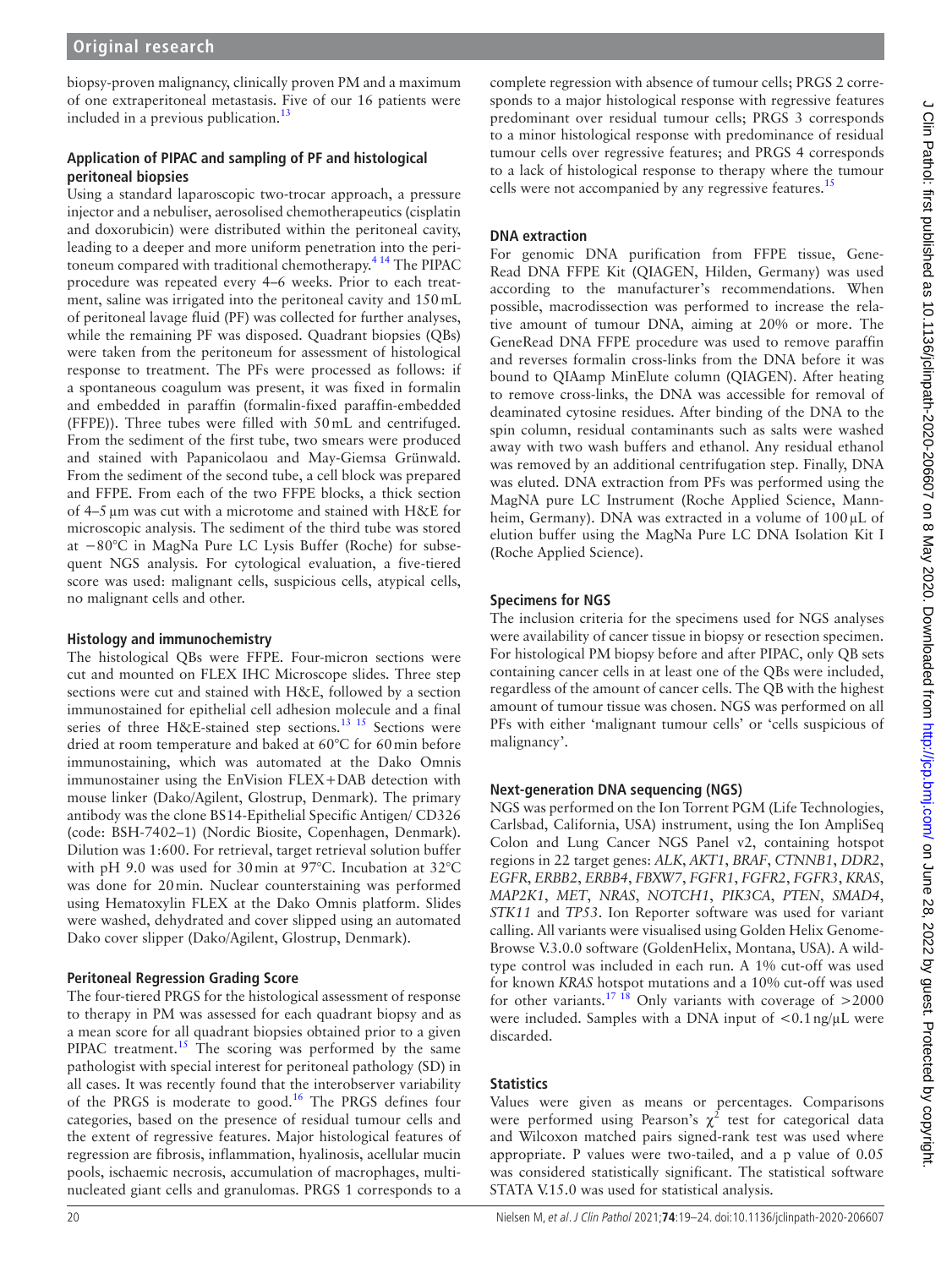biopsy-proven malignancy, clinically proven PM and a maximum of one extraperitoneal metastasis. Five of our 16 patients were included in a previous publication.[13]

### Application of PIPAC and sampling of PF and histological peritoneal biopsies

Using a standard laparoscopic two-trocar approach, a pressure injector and a nebuliser, aerosolised chemotherapeutics (cisplatin and doxorubicin) were distributed within the peritoneal cavity, leading to a deeper and more uniform penetration into the peritoneum compared with traditional chemotherapy.[4 14] The PIPAC procedure was repeated every 4–6 weeks. Prior to each treatment, saline was irrigated into the peritoneal cavity and 150 mL of peritoneal lavage fluid (PF) was collected for further analyses, while the remaining PF was disposed. Quadrant biopsies (QBs) were taken from the peritoneum for assessment of histological response to treatment. The PFs were processed as follows: if a spontaneous coagulum was present, it was fixed in formalin and embedded in paraffin (formalin-fixed paraffin-embedded (FFPE)). Three tubes were filled with 50 mL and centrifuged. From the sediment of the first tube, two smears were produced and stained with Papanicolaou and May-Giemsa Grünwald. From the sediment of the second tube, a cell block was prepared and FFPE. From each of the two FFPE blocks, a thick section of 4–5 µm was cut with a microtome and stained with H&E for microscopic analysis. The sediment of the third tube was stored at −80°C in MagNa Pure LC Lysis Buffer (Roche) for subsequent NGS analysis. For cytological evaluation, a five-tiered score was used: malignant cells, suspicious cells, atypical cells, no malignant cells and other.

### Histology and immunochemistry

The histological QBs were FFPE. Four-micron sections were cut and mounted on FLEX IHC Microscope slides. Three step sections were cut and stained with H&E, followed by a section immunostained for epithelial cell adhesion molecule and a final series of three H&E-stained step sections.[13 15] Sections were dried at room temperature and baked at 60°C for 60 min before immunostaining, which was automated at the Dako Omnis immunostainer using the EnVision FLEX+DAB detection with mouse linker (Dako/Agilent, Glostrup, Denmark). The primary antibody was the clone BS14-Epithelial Specific Antigen/ CD326 (code: BSH-7402–1) (Nordic Biosite, Copenhagen, Denmark). Dilution was 1:600. For retrieval, target retrieval solution buffer with pH 9.0 was used for 30 min at 97°C. Incubation at 32°C was done for 20 min. Nuclear counterstaining was performed using Hematoxylin FLEX at the Dako Omnis platform. Slides were washed, dehydrated and cover slipped using an automated Dako cover slipper (Dako/Agilent, Glostrup, Denmark).

### Peritoneal Regression Grading Score

The four-tiered PRGS for the histological assessment of response to therapy in PM was assessed for each quadrant biopsy and as a mean score for all quadrant biopsies obtained prior to a given PIPAC treatment.[15] The scoring was performed by the same pathologist with special interest for peritoneal pathology (SD) in all cases. It was recently found that the interobserver variability of the PRGS is moderate to good.[16] The PRGS defines four categories, based on the presence of residual tumour cells and the extent of regressive features. Major histological features of regression are fibrosis, inflammation, hyalinosis, acellular mucin pools, ischaemic necrosis, accumulation of macrophages, multinucleated giant cells and granulomas. PRGS 1 corresponds to a complete regression with absence of tumour cells; PRGS 2 corresponds to a major histological response with regressive features predominant over residual tumour cells; PRGS 3 corresponds to a minor histological response with predominance of residual tumour cells over regressive features; and PRGS 4 corresponds to a lack of histological response to therapy where the tumour cells were not accompanied by any regressive features.[15]

### DNA extraction

For genomic DNA purification from FFPE tissue, GeneRead DNA FFPE Kit (QIAGEN, Hilden, Germany) was used according to the manufacturer's recommendations. When possible, macrodissection was performed to increase the relative amount of tumour DNA, aiming at 20% or more. The GeneRead DNA FFPE procedure was used to remove paraffin and reverses formalin cross-links from the DNA before it was bound to QIAamp MinElute column (QIAGEN). After heating to remove cross-links, the DNA was accessible for removal of deaminated cytosine residues. After binding of the DNA to the spin column, residual contaminants such as salts were washed away with two wash buffers and ethanol. Any residual ethanol was removed by an additional centrifugation step. Finally, DNA was eluted. DNA extraction from PFs was performed using the MagNA pure LC Instrument (Roche Applied Science, Mannheim, Germany). DNA was extracted in a volume of 100 µL of elution buffer using the MagNa Pure LC DNA Isolation Kit I (Roche Applied Science).

### Specimens for NGS

The inclusion criteria for the specimens used for NGS analyses were availability of cancer tissue in biopsy or resection specimen. For histological PM biopsy before and after PIPAC, only QB sets containing cancer cells in at least one of the QBs were included, regardless of the amount of cancer cells. The QB with the highest amount of tumour tissue was chosen. NGS was performed on all PFs with either 'malignant tumour cells' or 'cells suspicious of malignancy'.

### Next-generation DNA sequencing (NGS)

NGS was performed on the Ion Torrent PGM (Life Technologies, Carlsbad, California, USA) instrument, using the Ion AmpliSeq Colon and Lung Cancer NGS Panel v2, containing hotspot regions in 22 target genes: *ALK*, *AKT1*, *BRAF*, *CTNNB1*, *DDR2*, *EGFR*, *ERBB2*, *ERBB4*, *FBXW7*, *FGFR1*, *FGFR2*, *FGFR3*, *KRAS*, *MAP2K1*, *MET*, *NRAS*, *NOTCH1*, *PIK3CA*, *PTEN*, *SMAD4*, *STK11* and *TP53*. Ion Reporter software was used for variant calling. All variants were visualised using Golden Helix GenomeBrowse V.3.0.0 software (GoldenHelix, Montana, USA). A wild-type control was included in each run. A 1% cut-off was used for known *KRAS* hotspot mutations and a 10% cut-off was used for other variants.[17 18] Only variants with coverage of >2000 were included. Samples with a DNA input of <0.1 ng/µL were discarded.

### Statistics

Values were given as means or percentages. Comparisons were performed using Pearson's $\chi^2$ test for categorical data and Wilcoxon matched pairs signed-rank test was used where appropriate. P values were two-tailed, and a p value of 0.05 was considered statistically significant. The statistical software STATA V.15.0 was used for statistical analysis.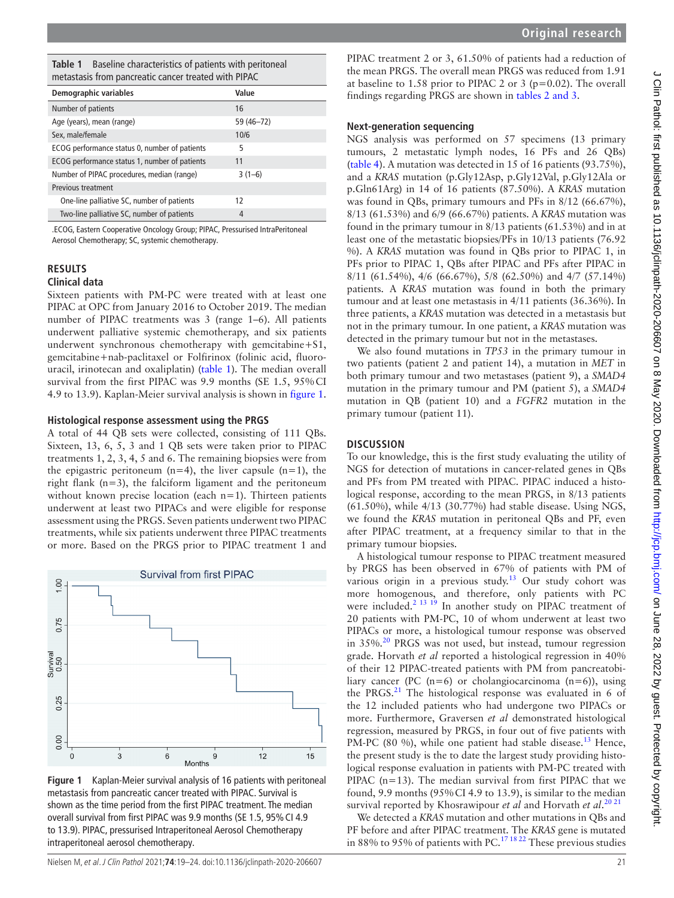**Table 1** Baseline characteristics of patients with peritoneal metastasis from pancreatic cancer treated with PIPAC

| Demographic variables | Value |
|---|---|
| Number of patients | 16 |
| Age (years), mean (range) | 59 (46–72) |
| Sex, male/female | 10/6 |
| ECOG performance status 0, number of patients | 5 |
| ECOG performance status 1, number of patients | 11 |
| Number of PIPAC procedures, median (range) | 3 (1–6) |
| Previous treatment | |
| One-line palliative SC, number of patients | 12 |
| Two-line palliative SC, number of patients | 4 |

.ECOG, Eastern Cooperative Oncology Group; PIPAC, Pressurised IntraPeritoneal Aerosol Chemotherapy; SC, systemic chemotherapy.

## RESULTS

### Clinical data

Sixteen patients with PM-PC were treated with at least one PIPAC at OPC from January 2016 to October 2019. The median number of PIPAC treatments was 3 (range 1–6). All patients underwent palliative systemic chemotherapy, and six patients underwent synchronous chemotherapy with gemcitabine+S1, gemcitabine+nab-paclitaxel or Folfirinox (folinic acid, fluorouracil, irinotecan and oxaliplatin) (table 1). The median overall survival from the first PIPAC was 9.9 months (SE 1.5, 95% CI 4.9 to 13.9). Kaplan-Meier survival analysis is shown in figure 1.

### Histological response assessment using the PRGS

A total of 44 QB sets were collected, consisting of 111 QBs. Sixteen, 13, 6, 5, 3 and 1 QB sets were taken prior to PIPAC treatments 1, 2, 3, 4, 5 and 6. The remaining biopsies were from the epigastric peritoneum (n=4), the liver capsule (n=1), the right flank (n=3), the falciform ligament and the peritoneum without known precise location (each n=1). Thirteen patients underwent at least two PIPACs and were eligible for response assessment using the PRGS. Seven patients underwent two PIPAC treatments, while six patients underwent three PIPAC treatments or more. Based on the PRGS prior to PIPAC treatment 1 and PIPAC treatment 2 or 3, 61.50% of patients had a reduction of the mean PRGS. The overall mean PRGS was reduced from 1.91 at baseline to 1.58 prior to PIPAC 2 or 3 (p=0.02). The overall findings regarding PRGS are shown in tables 2 and 3.

**Figure 1** Kaplan-Meier survival analysis of 16 patients with peritoneal metastasis from pancreatic cancer treated with PIPAC. Survival is shown as the time period from the first PIPAC treatment. The median overall survival from first PIPAC was 9.9 months (SE 1.5, 95% CI 4.9 to 13.9). PIPAC, pressurised Intraperitoneal Aerosol Chemotherapy intraperitoneal aerosol chemotherapy.

### Next-generation sequencing

NGS analysis was performed on 57 specimens (13 primary tumours, 2 metastatic lymph nodes, 16 PFs and 26 QBs) (table 4). A mutation was detected in 15 of 16 patients (93.75%), and a *KRAS* mutation (p.Gly12Asp, p.Gly12Val, p.Gly12Ala or p.Gln61Arg) in 14 of 16 patients (87.50%). A *KRAS* mutation was found in QBs, primary tumours and PFs in 8/12 (66.67%), 8/13 (61.53%) and 6/9 (66.67%) patients. A *KRAS* mutation was found in the primary tumour in 8/13 patients (61.53%) and in at least one of the metastatic biopsies/PFs in 10/13 patients (76.92 %). A *KRAS* mutation was found in QBs prior to PIPAC 1, in PFs prior to PIPAC 1, QBs after PIPAC and PFs after PIPAC in 8/11 (61.54%), 4/6 (66.67%), 5/8 (62.50%) and 4/7 (57.14%) patients. A *KRAS* mutation was found in both the primary tumour and at least one metastasis in 4/11 patients (36.36%). In three patients, a *KRAS* mutation was detected in a metastasis but not in the primary tumour. In one patient, a *KRAS* mutation was detected in the primary tumour but not in the metastases.

We also found mutations in *TP53* in the primary tumour in two patients (patient 2 and patient 14), a mutation in *MET* in both primary tumour and two metastases (patient 9), a *SMAD4* mutation in the primary tumour and PM (patient 5), a *SMAD4* mutation in QB (patient 10) and a *FGFR2* mutation in the primary tumour (patient 11).

## DISCUSSION

To our knowledge, this is the first study evaluating the utility of NGS for detection of mutations in cancer-related genes in QBs and PFs from PM treated with PIPAC. PIPAC induced a histological response, according to the mean PRGS, in 8/13 patients (61.50%), while 4/13 (30.77%) had stable disease. Using NGS, we found the *KRAS* mutation in peritoneal QBs and PF, even after PIPAC treatment, at a frequency similar to that in the primary tumour biopsies.

A histological tumour response to PIPAC treatment measured by PRGS has been observed in 67% of patients with PM of various origin in a previous study.[13] Our study cohort was more homogenous, and therefore, only patients with PC were included.[2 13 19] In another study on PIPAC treatment of 20 patients with PM-PC, 10 of whom underwent at least two PIPACs or more, a histological tumour response was observed in 35%.[20] PRGS was not used, but instead, tumour regression grade. Horvath *et al* reported a histological regression in 40% of their 12 PIPAC-treated patients with PM from pancreatobiliary cancer (PC (n=6) or cholangiocarcinoma (n=6)), using the PRGS.[21] The histological response was evaluated in 6 of the 12 included patients who had undergone two PIPACs or more. Furthermore, Graversen *et al* demonstrated histological regression, measured by PRGS, in four out of five patients with PM-PC (80 %), while one patient had stable disease.[13] Hence, the present study is the to date the largest study providing histological response evaluation in patients with PM-PC treated with PIPAC (n=13). The median survival from first PIPAC that we found, 9.9 months (95% CI 4.9 to 13.9), is similar to the median survival reported by Khosrawipour *et al* and Horvath *et al*.[20 21]

We detected a *KRAS* mutation and other mutations in QBs and PF before and after PIPAC treatment. The *KRAS* gene is mutated in 88% to 95% of patients with PC.[17 18 22] These previous studies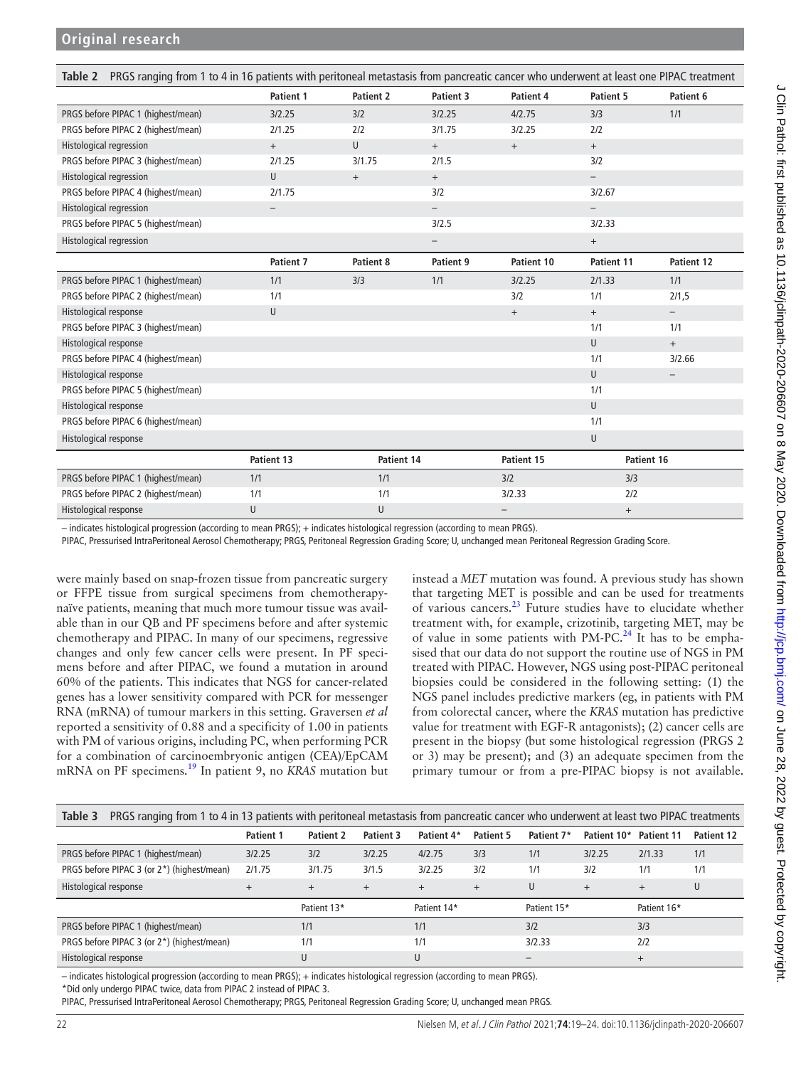**Table 2** PRGS ranging from 1 to 4 in 16 patients with peritoneal metastasis from pancreatic cancer who underwent at least one PIPAC treatment

| | Patient 1 | Patient 2 | Patient 3 | Patient 4 | Patient 5 | Patient 6 |
|---|---|---|---|---|---|---|
| PRGS before PIPAC 1 (highest/mean) | 3/2.25 | 3/2 | 3/2.25 | 4/2.75 | 3/3 | 1/1 |
| PRGS before PIPAC 2 (highest/mean) | 2/1.25 | 2/2 | 3/1.75 | 3/2.25 | 2/2 | |
| Histological regression | + | U | + | + | + | |
| PRGS before PIPAC 3 (highest/mean) | 2/1.25 | 3/1.75 | 2/1.5 | | 3/2 | |
| Histological regression | U | + | + | | – | |
| PRGS before PIPAC 4 (highest/mean) | 2/1.75 | | 3/2 | | 3/2.67 | |
| Histological regression | – | | – | | – | |
| PRGS before PIPAC 5 (highest/mean) | | | 3/2.5 | | 3/2.33 | |
| Histological regression | | | – | | + | |
| | **Patient 7** | **Patient 8** | **Patient 9** | **Patient 10** | **Patient 11** | **Patient 12** |
| PRGS before PIPAC 1 (highest/mean) | 1/1 | 3/3 | 1/1 | 3/2.25 | 2/1.33 | 1/1 |
| PRGS before PIPAC 2 (highest/mean) | 1/1 | | | 3/2 | 1/1 | 2/1,5 |
| Histological response | U | | | + | + | – |
| PRGS before PIPAC 3 (highest/mean) | | | | | 1/1 | 1/1 |
| Histological response | | | | | U | + |
| PRGS before PIPAC 4 (highest/mean) | | | | | 1/1 | 3/2.66 |
| Histological response | | | | | U | – |
| PRGS before PIPAC 5 (highest/mean) | | | | | 1/1 | |
| Histological response | | | | | U | |
| PRGS before PIPAC 6 (highest/mean) | | | | | 1/1 | |
| Histological response | | | | | U | |
| | **Patient 13** | **Patient 14** | **Patient 15** | **Patient 16** | | |
| PRGS before PIPAC 1 (highest/mean) | 1/1 | 1/1 | 3/2 | 3/3 | | |
| PRGS before PIPAC 2 (highest/mean) | 1/1 | 1/1 | 3/2.33 | 2/2 | | |
| Histological response | U | U | – | + | | |

– indicates histological progression (according to mean PRGS); + indicates histological regression (according to mean PRGS).

PIPAC, Pressurised IntraPeritoneal Aerosol Chemotherapy; PRGS, Peritoneal Regression Grading Score; U, unchanged mean Peritoneal Regression Grading Score.

were mainly based on snap-frozen tissue from pancreatic surgery or FFPE tissue from surgical specimens from chemotherapy-naïve patients, meaning that much more tumour tissue was available than in our QB and PF specimens before and after systemic chemotherapy and PIPAC. In many of our specimens, regressive changes and only few cancer cells were present. In PF specimens before and after PIPAC, we found a mutation in around 60% of the patients. This indicates that NGS for cancer-related genes has a lower sensitivity compared with PCR for messenger RNA (mRNA) of tumour markers in this setting. Graversen *et al* reported a sensitivity of 0.88 and a specificity of 1.00 in patients with PM of various origins, including PC, when performing PCR for a combination of carcinoembryonic antigen (CEA)/EpCAM mRNA on PF specimens.[19] In patient 9, no *KRAS* mutation but instead a *MET* mutation was found. A previous study has shown that targeting MET is possible and can be used for treatments of various cancers.[23] Future studies have to elucidate whether treatment with, for example, crizotinib, targeting MET, may be of value in some patients with PM-PC.[24] It has to be emphasised that our data do not support the routine use of NGS in PM treated with PIPAC. However, NGS using post-PIPAC peritoneal biopsies could be considered in the following setting: (1) the NGS panel includes predictive markers (eg, in patients with PM from colorectal cancer, where the *KRAS* mutation has predictive value for treatment with EGF-R antagonists); (2) cancer cells are present in the biopsy (but some histological regression (PRGS 2 or 3) may be present); and (3) an adequate specimen from the primary tumour or from a pre-PIPAC biopsy is not available.

**Table 3** PRGS ranging from 1 to 4 in 13 patients with peritoneal metastasis from pancreatic cancer who underwent at least two PIPAC treatments

| | Patient 1 | Patient 2 | Patient 3 | Patient 4* | Patient 5 | Patient 7* | Patient 10* | Patient 11 | Patient 12 |
|---|---|---|---|---|---|---|---|---|---|
| PRGS before PIPAC 1 (highest/mean) | 3/2.25 | 3/2 | 3/2.25 | 4/2.75 | 3/3 | 1/1 | 3/2.25 | 2/1.33 | 1/1 |
| PRGS before PIPAC 3 (or 2*) (highest/mean) | 2/1.75 | 3/1.75 | 3/1.5 | 3/2.25 | 3/2 | 1/1 | 3/2 | 1/1 | 1/1 |
| Histological response | + | + | + | + | + | U | + | + | U |
| | Patient 13* | Patient 14* | Patient 15* | Patient 16* | | | | | |
| PRGS before PIPAC 1 (highest/mean) | 1/1 | 1/1 | 3/2 | 3/3 | | | | | |
| PRGS before PIPAC 3 (or 2*) (highest/mean) | 1/1 | 1/1 | 3/2.33 | 2/2 | | | | | |
| Histological response | U | U | – | + | | | | | |

– indicates histological progression (according to mean PRGS); + indicates histological regression (according to mean PRGS).

*Did only undergo PIPAC twice, data from PIPAC 2 instead of PIPAC 3.

PIPAC, Pressurised IntraPeritoneal Aerosol Chemotherapy; PRGS, Peritoneal Regression Grading Score; U, unchanged mean PRGS.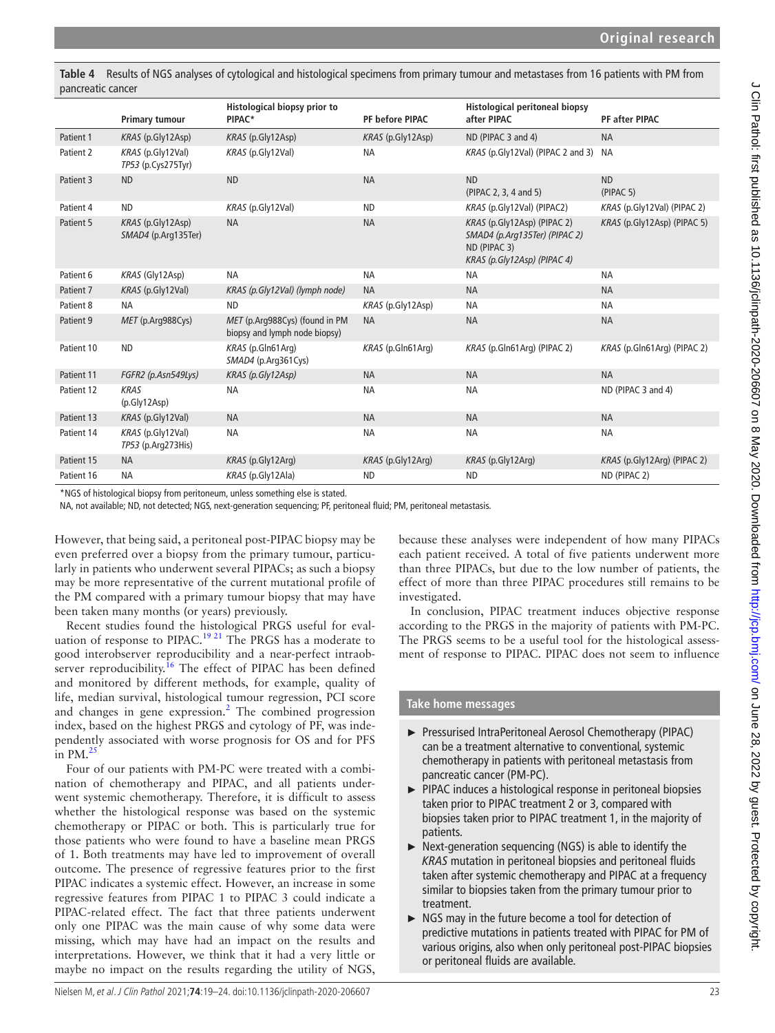**Table 4** Results of NGS analyses of cytological and histological specimens from primary tumour and metastases from 16 patients with PM from pancreatic cancer

| | Primary tumour | Histological biopsy prior to PIPAC* | PF before PIPAC | Histological peritoneal biopsy after PIPAC | PF after PIPAC |
|---|---|---|---|---|---|
| Patient 1 | *KRAS* (p.Gly12Asp) | *KRAS* (p.Gly12Asp) | *KRAS* (p.Gly12Asp) | ND (PIPAC 3 and 4) | NA |
| Patient 2 | *KRAS* (p.Gly12Val) *TP53* (p.Cys275Tyr) | *KRAS* (p.Gly12Val) | NA | *KRAS* (p.Gly12Val) (PIPAC 2 and 3) | NA |
| Patient 3 | ND | ND | NA | ND (PIPAC 2, 3, 4 and 5) | ND (PIPAC 5) |
| Patient 4 | ND | *KRAS* (p.Gly12Val) | ND | *KRAS* (p.Gly12Val) (PIPAC2) | *KRAS* (p.Gly12Val) (PIPAC 2) |
| Patient 5 | *KRAS* (p.Gly12Asp) *SMAD4* (p.Arg135Ter) | NA | NA | *KRAS* (p.Gly12Asp) (PIPAC 2) *SMAD4 (p.Arg135Ter) (PIPAC 2)* ND (PIPAC 3) *KRAS (p.Gly12Asp) (PIPAC 4)* | *KRAS* (p.Gly12Asp) (PIPAC 5) |
| Patient 6 | *KRAS* (Gly12Asp) | NA | NA | NA | NA |
| Patient 7 | *KRAS* (p.Gly12Val) | *KRAS (p.Gly12Val) (lymph node)* | NA | NA | NA |
| Patient 8 | NA | ND | *KRAS* (p.Gly12Asp) | NA | NA |
| Patient 9 | *MET* (p.Arg988Cys) | *MET* (p.Arg988Cys) (found in PM biopsy and lymph node biopsy) | NA | NA | NA |
| Patient 10 | ND | *KRAS* (p.Gln61Arg) *SMAD4* (p.Arg361Cys) | *KRAS* (p.Gln61Arg) | *KRAS* (p.Gln61Arg) (PIPAC 2) | *KRAS* (p.Gln61Arg) (PIPAC 2) |
| Patient 11 | *FGFR2 (p.Asn549Lys)* | *KRAS (p.Gly12Asp)* | NA | NA | NA |
| Patient 12 | *KRAS* (p.Gly12Asp) | NA | NA | NA | ND (PIPAC 3 and 4) |
| Patient 13 | *KRAS* (p.Gly12Val) | NA | NA | NA | NA |
| Patient 14 | *KRAS* (p.Gly12Val) *TP53* (p.Arg273His) | NA | NA | NA | NA |
| Patient 15 | NA | *KRAS* (p.Gly12Arg) | *KRAS* (p.Gly12Arg) | *KRAS* (p.Gly12Arg) | *KRAS* (p.Gly12Arg) (PIPAC 2) |
| Patient 16 | NA | *KRAS* (p.Gly12Ala) | ND | ND | ND (PIPAC 2) |

*NGS of histological biopsy from peritoneum, unless something else is stated.

NA, not available; ND, not detected; NGS, next-generation sequencing; PF, peritoneal fluid; PM, peritoneal metastasis.

However, that being said, a peritoneal post-PIPAC biopsy may be even preferred over a biopsy from the primary tumour, particularly in patients who underwent several PIPACs; as such a biopsy may be more representative of the current mutational profile of the PM compared with a primary tumour biopsy that may have been taken many months (or years) previously.

Recent studies found the histological PRGS useful for evaluation of response to PIPAC.[19 21] The PRGS has a moderate to good interobserver reproducibility and a near-perfect intraobserver reproducibility.[16] The effect of PIPAC has been defined and monitored by different methods, for example, quality of life, median survival, histological tumour regression, PCI score and changes in gene expression.[2] The combined progression index, based on the highest PRGS and cytology of PF, was independently associated with worse prognosis for OS and for PFS in PM.[25]

Four of our patients with PM-PC were treated with a combination of chemotherapy and PIPAC, and all patients underwent systemic chemotherapy. Therefore, it is difficult to assess whether the histological response was based on the systemic chemotherapy or PIPAC or both. This is particularly true for those patients who were found to have a baseline mean PRGS of 1. Both treatments may have led to improvement of overall outcome. The presence of regressive features prior to the first PIPAC indicates a systemic effect. However, an increase in some regressive features from PIPAC 1 to PIPAC 3 could indicate a PIPAC-related effect. The fact that three patients underwent only one PIPAC was the main cause of why some data were missing, which may have had an impact on the results and interpretations. However, we think that it had a very little or maybe no impact on the results regarding the utility of NGS, because these analyses were independent of how many PIPACs each patient received. A total of five patients underwent more than three PIPACs, but due to the low number of patients, the effect of more than three PIPAC procedures still remains to be investigated.

In conclusion, PIPAC treatment induces objective response according to the PRGS in the majority of patients with PM-PC. The PRGS seems to be a useful tool for the histological assessment of response to PIPAC. PIPAC does not seem to influence

### Take home messages

- Pressurised IntraPeritoneal Aerosol Chemotherapy (PIPAC) can be a treatment alternative to conventional, systemic chemotherapy in patients with peritoneal metastasis from pancreatic cancer (PM-PC).
- PIPAC induces a histological response in peritoneal biopsies taken prior to PIPAC treatment 2 or 3, compared with biopsies taken prior to PIPAC treatment 1, in the majority of patients.
- Next-generation sequencing (NGS) is able to identify the *KRAS* mutation in peritoneal biopsies and peritoneal fluids taken after systemic chemotherapy and PIPAC at a frequency similar to biopsies taken from the primary tumour prior to treatment.
- NGS may in the future become a tool for detection of predictive mutations in patients treated with PIPAC for PM of various origins, also when only peritoneal post-PIPAC biopsies or peritoneal fluids are available.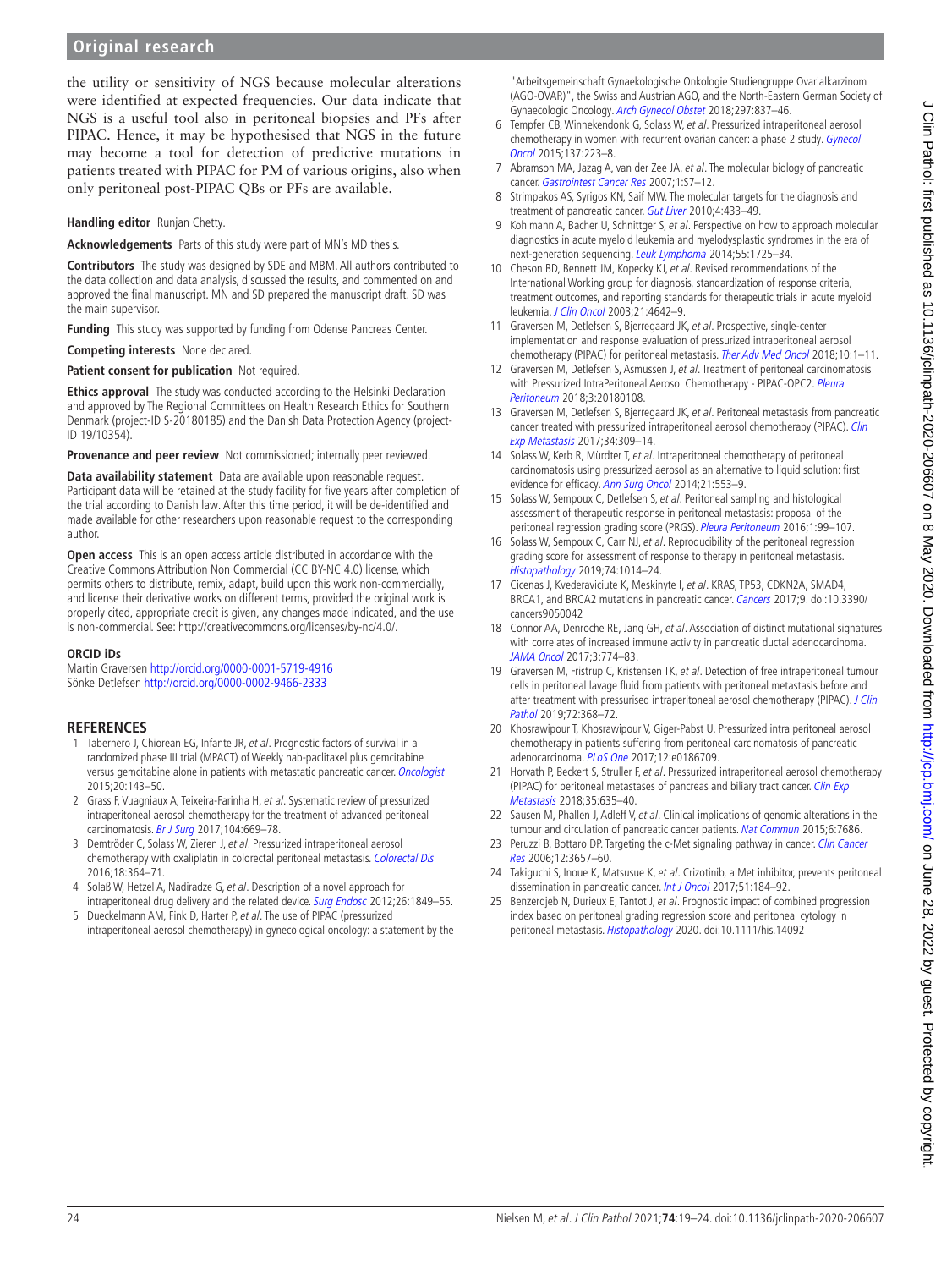the utility or sensitivity of NGS because molecular alterations were identified at expected frequencies. Our data indicate that NGS is a useful tool also in peritoneal biopsies and PFs after PIPAC. Hence, it may be hypothesised that NGS in the future may become a tool for detection of predictive mutations in patients treated with PIPAC for PM of various origins, also when only peritoneal post-PIPAC QBs or PFs are available.

**Handling editor** Runjan Chetty.

**Acknowledgements** Parts of this study were part of MN's MD thesis.

**Contributors** The study was designed by SDE and MBM. All authors contributed to the data collection and data analysis, discussed the results, and commented on and approved the final manuscript. MN and SD prepared the manuscript draft. SD was the main supervisor.

**Funding** This study was supported by funding from Odense Pancreas Center.

**Competing interests** None declared.

**Patient consent for publication** Not required.

**Ethics approval** The study was conducted according to the Helsinki Declaration and approved by The Regional Committees on Health Research Ethics for Southern Denmark (project-ID S-20180185) and the Danish Data Protection Agency (project-ID 19/10354).

**Provenance and peer review** Not commissioned; internally peer reviewed.

**Data availability statement** Data are available upon reasonable request. Participant data will be retained at the study facility for five years after completion of the trial according to Danish law. After this time period, it will be de-identified and made available for other researchers upon reasonable request to the corresponding author.

**Open access** This is an open access article distributed in accordance with the Creative Commons Attribution Non Commercial (CC BY-NC 4.0) license, which permits others to distribute, remix, adapt, build upon this work non-commercially, and license their derivative works on different terms, provided the original work is properly cited, appropriate credit is given, any changes made indicated, and the use is non-commercial. See: http://creativecommons.org/licenses/by-nc/4.0/.

**ORCID iDs**

Martin Graversen http://orcid.org/0000-0001-5719-4916
Sönke Detlefsen http://orcid.org/0000-0002-9466-2333

## REFERENCES

1. Tabernero J, Chiorean EG, Infante JR, *et al*. Prognostic factors of survival in a randomized phase III trial (MPACT) of Weekly nab-paclitaxel plus gemcitabine versus gemcitabine alone in patients with metastatic pancreatic cancer. *Oncologist* 2015;20:143–50.
2. Grass F, Vuagniaux A, Teixeira-Farinha H, *et al*. Systematic review of pressurized intraperitoneal aerosol chemotherapy for the treatment of advanced peritoneal carcinomatosis. *Br J Surg* 2017;104:669–78.
3. Demtröder C, Solass W, Zieren J, *et al*. Pressurized intraperitoneal aerosol chemotherapy with oxaliplatin in colorectal peritoneal metastasis. *Colorectal Dis* 2016;18:364–71.
4. Solaß W, Hetzel A, Nadiradze G, *et al*. Description of a novel approach for intraperitoneal drug delivery and the related device. *Surg Endosc* 2012;26:1849–55.
5. Dueckelmann AM, Fink D, Harter P, *et al*. The use of PIPAC (pressurized intraperitoneal aerosol chemotherapy) in gynecological oncology: a statement by the "Arbeitsgemeinschaft Gynaekologische Onkologie Studiengruppe Ovarialkarzinom (AGO-OVAR)", the Swiss and Austrian AGO, and the North-Eastern German Society of Gynaecologic Oncology. *Arch Gynecol Obstet* 2018;297:837–46.
6. Tempfer CB, Winnekendonk G, Solass W, *et al*. Pressurized intraperitoneal aerosol chemotherapy in women with recurrent ovarian cancer: a phase 2 study. *Gynecol Oncol* 2015;137:223–8.
7. Abramson MA, Jazag A, van der Zee JA, *et al*. The molecular biology of pancreatic cancer. *Gastrointest Cancer Res* 2007;1:S7–12.
8. Strimpakos AS, Syrigos KN, Saif MW. The molecular targets for the diagnosis and treatment of pancreatic cancer. *Gut Liver* 2010;4:433–49.
9. Kohlmann A, Bacher U, Schnittger S, *et al*. Perspective on how to approach molecular diagnostics in acute myeloid leukemia and myelodysplastic syndromes in the era of next-generation sequencing. *Leuk Lymphoma* 2014;55:1725–34.
10. Cheson BD, Bennett JM, Kopecky KJ, *et al*. Revised recommendations of the International Working group for diagnosis, standardization of response criteria, treatment outcomes, and reporting standards for therapeutic trials in acute myeloid leukemia. *J Clin Oncol* 2003;21:4642–9.
11. Graversen M, Detlefsen S, Bjerregaard JK, *et al*. Prospective, single-center implementation and response evaluation of pressurized intraperitoneal aerosol chemotherapy (PIPAC) for peritoneal metastasis. *Ther Adv Med Oncol* 2018;10:1–11.
12. Graversen M, Detlefsen S, Asmussen J, *et al*. Treatment of peritoneal carcinomatosis with Pressurized IntraPeritoneal Aerosol Chemotherapy - PIPAC-OPC2. *Pleura Peritoneum* 2018;3:20180108.
13. Graversen M, Detlefsen S, Bjerregaard JK, *et al*. Peritoneal metastasis from pancreatic cancer treated with pressurized intraperitoneal aerosol chemotherapy (PIPAC). *Clin Exp Metastasis* 2017;34:309–14.
14. Solass W, Kerb R, Mürdter T, *et al*. Intraperitoneal chemotherapy of peritoneal carcinomatosis using pressurized aerosol as an alternative to liquid solution: first evidence for efficacy. *Ann Surg Oncol* 2014;21:553–9.
15. Solass W, Sempoux C, Detlefsen S, *et al*. Peritoneal sampling and histological assessment of therapeutic response in peritoneal metastasis: proposal of the peritoneal regression grading score (PRGS). *Pleura Peritoneum* 2016;1:99–107.
16. Solass W, Sempoux C, Carr NJ, *et al*. Reproducibility of the peritoneal regression grading score for assessment of response to therapy in peritoneal metastasis. *Histopathology* 2019;74:1014–24.
17. Cicenas J, Kvederaviciute K, Meskinyte I, *et al*. KRAS, TP53, CDKN2A, SMAD4, BRCA1, and BRCA2 mutations in pancreatic cancer. *Cancers* 2017;9. doi:10.3390/cancers9050042
18. Connor AA, Denroche RE, Jang GH, *et al*. Association of distinct mutational signatures with correlates of increased immune activity in pancreatic ductal adenocarcinoma. *JAMA Oncol* 2017;3:774–83.
19. Graversen M, Fristrup C, Kristensen TK, *et al*. Detection of free intraperitoneal tumour cells in peritoneal lavage fluid from patients with peritoneal metastasis before and after treatment with pressurised intraperitoneal aerosol chemotherapy (PIPAC). *J Clin Pathol* 2019;72:368–72.
20. Khosrawipour T, Khosrawipour V, Giger-Pabst U. Pressurized intra peritoneal aerosol chemotherapy in patients suffering from peritoneal carcinomatosis of pancreatic adenocarcinoma. *PLoS One* 2017;12:e0186709.
21. Horvath P, Beckert S, Struller F, *et al*. Pressurized intraperitoneal aerosol chemotherapy (PIPAC) for peritoneal metastases of pancreas and biliary tract cancer. *Clin Exp Metastasis* 2018;35:635–40.
22. Sausen M, Phallen J, Adleff V, *et al*. Clinical implications of genomic alterations in the tumour and circulation of pancreatic cancer patients. *Nat Commun* 2015;6:7686.
23. Peruzzi B, Bottaro DP. Targeting the c-Met signaling pathway in cancer. *Clin Cancer Res* 2006;12:3657–60.
24. Takiguchi S, Inoue K, Matsusue K, *et al*. Crizotinib, a Met inhibitor, prevents peritoneal dissemination in pancreatic cancer. *Int J Oncol* 2017;51:184–92.
25. Benzerdjeb N, Durieux E, Tantot J, *et al*. Prognostic impact of combined progression index based on peritoneal grading regression score and peritoneal cytology in peritoneal metastasis. *Histopathology* 2020. doi:10.1111/his.14092